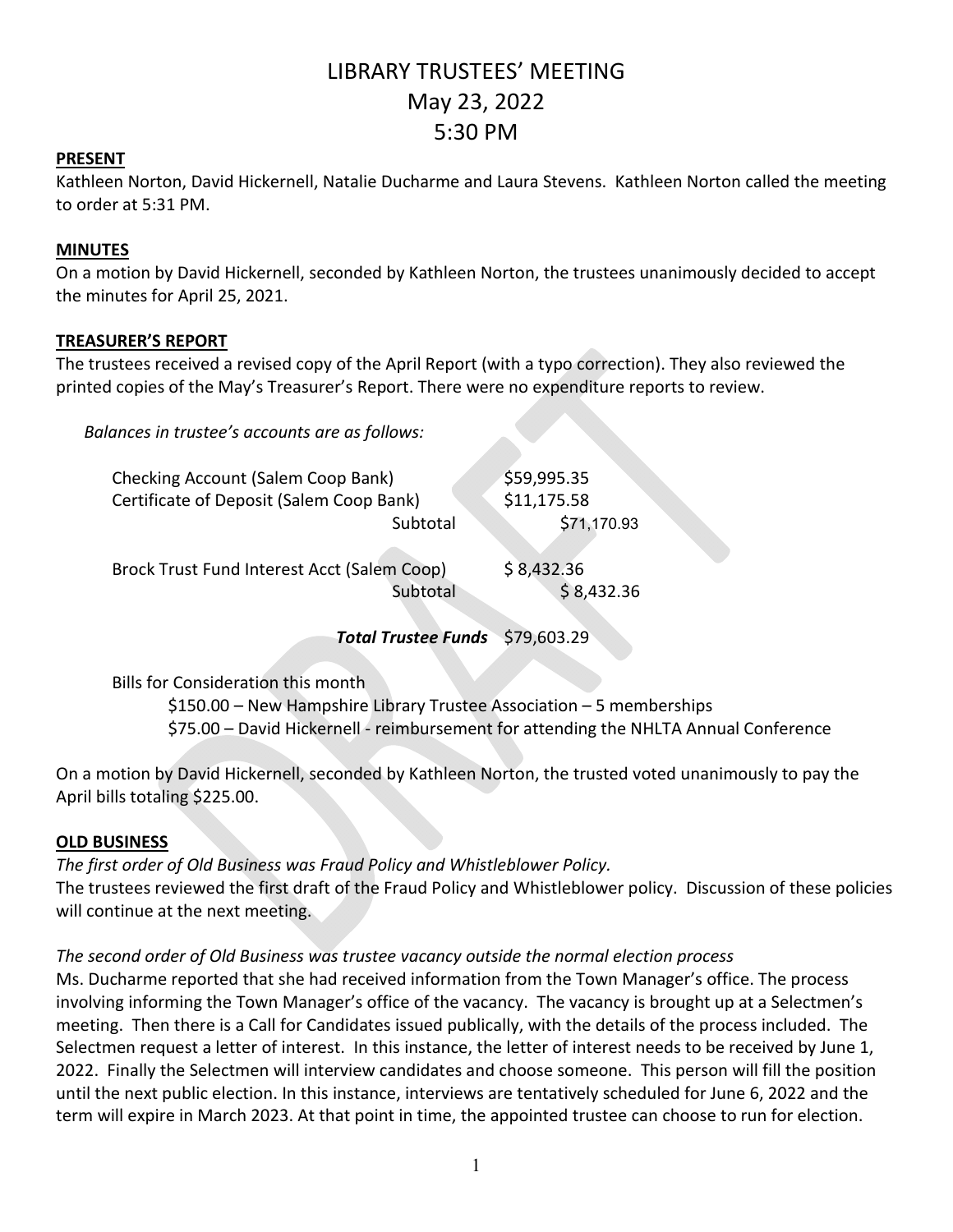# LIBRARY TRUSTEES' MEETING
# May 23, 2022
# 5:30 PM

**PRESENT**

Kathleen Norton, David Hickernell, Natalie Ducharme and Laura Stevens. Kathleen Norton called the meeting to order at 5:31 PM.

**MINUTES**

On a motion by David Hickernell, seconded by Kathleen Norton, the trustees unanimously decided to accept the minutes for April 25, 2021.

**TREASURER'S REPORT**

The trustees received a revised copy of the April Report (with a typo correction). They also reviewed the printed copies of the May's Treasurer's Report. There were no expenditure reports to review.

*Balances in trustee's accounts are as follows:*

| | |
|---|---|
| Checking Account (Salem Coop Bank) | $59,995.35 |
| Certificate of Deposit (Salem Coop Bank) | $11,175.58 |
| Subtotal | $71,170.93 |
| Brock Trust Fund Interest Acct (Salem Coop) | $ 8,432.36 |
| Subtotal | $ 8,432.36 |
| ***Total Trustee Funds*** | $79,603.29 |

Bills for Consideration this month

- $150.00 – New Hampshire Library Trustee Association – 5 memberships
- $75.00 – David Hickernell - reimbursement for attending the NHLTA Annual Conference

On a motion by David Hickernell, seconded by Kathleen Norton, the trusted voted unanimously to pay the April bills totaling $225.00.

**OLD BUSINESS**

*The first order of Old Business was Fraud Policy and Whistleblower Policy.*

The trustees reviewed the first draft of the Fraud Policy and Whistleblower policy. Discussion of these policies will continue at the next meeting.

*The second order of Old Business was trustee vacancy outside the normal election process*

Ms. Ducharme reported that she had received information from the Town Manager's office. The process involving informing the Town Manager's office of the vacancy. The vacancy is brought up at a Selectmen's meeting. Then there is a Call for Candidates issued publically, with the details of the process included. The Selectmen request a letter of interest. In this instance, the letter of interest needs to be received by June 1, 2022. Finally the Selectmen will interview candidates and choose someone. This person will fill the position until the next public election. In this instance, interviews are tentatively scheduled for June 6, 2022 and the term will expire in March 2023. At that point in time, the appointed trustee can choose to run for election.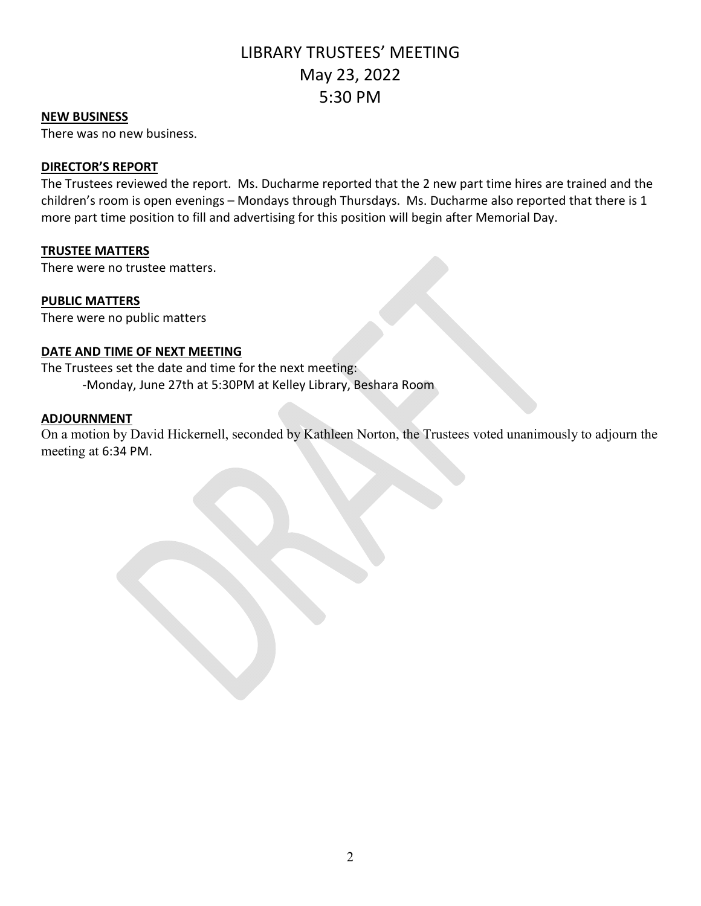# LIBRARY TRUSTEES' MEETING
# May 23, 2022
# 5:30 PM

**NEW BUSINESS**

There was no new business.

**DIRECTOR'S REPORT**

The Trustees reviewed the report. Ms. Ducharme reported that the 2 new part time hires are trained and the children's room is open evenings – Mondays through Thursdays. Ms. Ducharme also reported that there is 1 more part time position to fill and advertising for this position will begin after Memorial Day.

**TRUSTEE MATTERS**

There were no trustee matters.

**PUBLIC MATTERS**

There were no public matters

**DATE AND TIME OF NEXT MEETING**

The Trustees set the date and time for the next meeting:

-Monday, June 27th at 5:30PM at Kelley Library, Beshara Room

**ADJOURNMENT**

On a motion by David Hickernell, seconded by Kathleen Norton, the Trustees voted unanimously to adjourn the meeting at 6:34 PM.